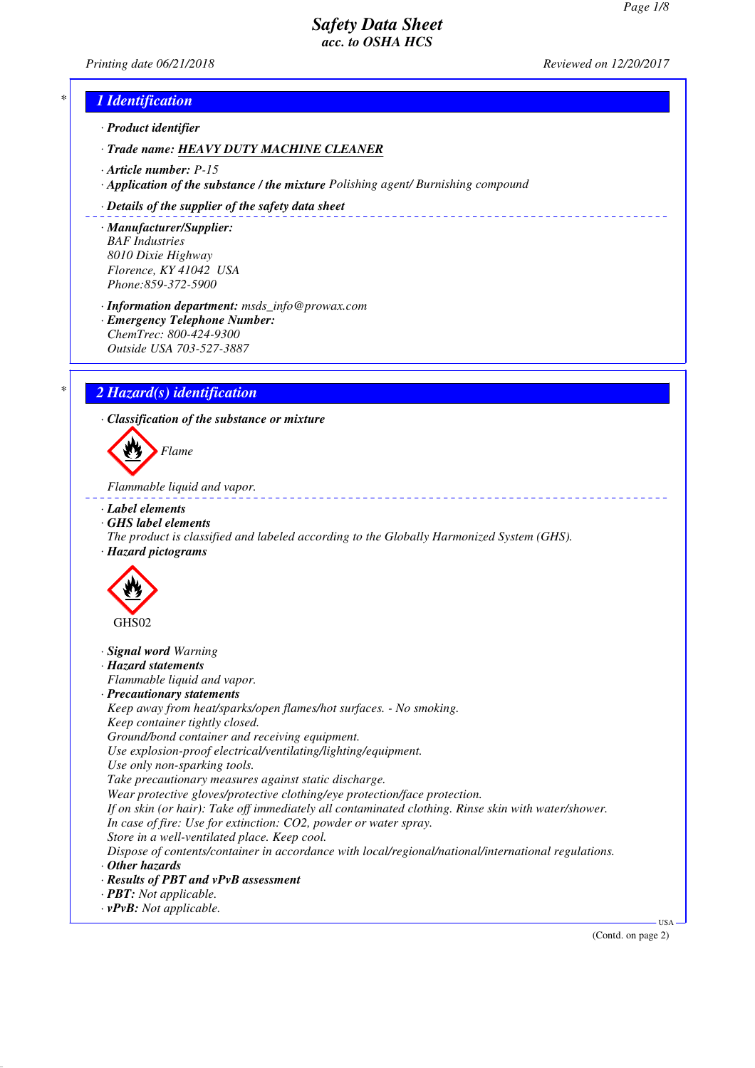# Safety Data Sheet
## acc. to OSHA HCS

*Printing date 06/21/2018* *Reviewed on 12/20/2017*

## 1 Identification

· **Product identifier**

· **Trade name:** **HEAVY DUTY MACHINE CLEANER**

· **Article number:** P-15

· **Application of the substance / the mixture** Polishing agent/ Burnishing compound

· **Details of the supplier of the safety data sheet**

· **Manufacturer/Supplier:**
BAF Industries
8010 Dixie Highway
Florence, KY 41042 USA
Phone:859-372-5900

· **Information department:** msds_info@prowax.com
· **Emergency Telephone Number:**
ChemTrec: 800-424-9300
Outside USA 703-527-3887

## 2 Hazard(s) identification

· **Classification of the substance or mixture**

Flame

Flammable liquid and vapor.

· **Label elements**
· **GHS label elements**
The product is classified and labeled according to the Globally Harmonized System (GHS).
· **Hazard pictograms**

GHS02

· **Signal word** Warning
· **Hazard statements**
Flammable liquid and vapor.
· **Precautionary statements**
Keep away from heat/sparks/open flames/hot surfaces. - No smoking.
Keep container tightly closed.
Ground/bond container and receiving equipment.
Use explosion-proof electrical/ventilating/lighting/equipment.
Use only non-sparking tools.
Take precautionary measures against static discharge.
Wear protective gloves/protective clothing/eye protection/face protection.
If on skin (or hair): Take off immediately all contaminated clothing. Rinse skin with water/shower.
In case of fire: Use for extinction: CO2, powder or water spray.
Store in a well-ventilated place. Keep cool.
Dispose of contents/container in accordance with local/regional/national/international regulations.
· **Other hazards**
· **Results of PBT and vPvB assessment**
· **PBT:** Not applicable.
· **vPvB:** Not applicable.

(Contd. on page 2)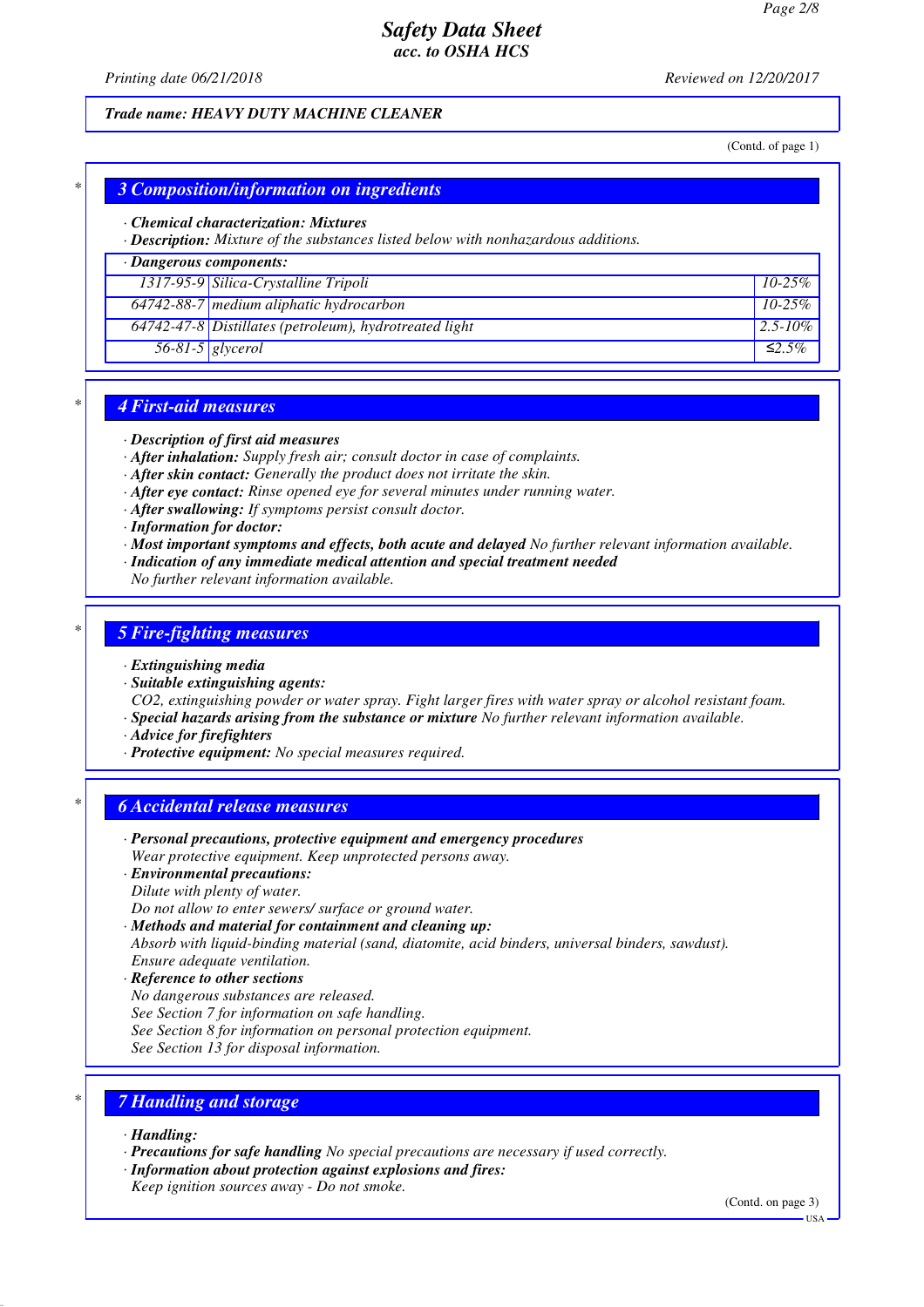Trade name: HEAVY DUTY MACHINE CLEANER

(Contd. of page 1)

## 3 Composition/information on ingredients

· **Chemical characterization: Mixtures**
· **Description:** Mixture of the substances listed below with nonhazardous additions.

· **Dangerous components:**

| | | |
|---|---|---|
| 1317-95-9 | Silica-Crystalline Tripoli | 10-25% |
| 64742-88-7 | medium aliphatic hydrocarbon | 10-25% |
| 64742-47-8 | Distillates (petroleum), hydrotreated light | 2.5-10% |
| 56-81-5 | glycerol | ≤2.5% |

## 4 First-aid measures

· **Description of first aid measures**
· **After inhalation:** Supply fresh air; consult doctor in case of complaints.
· **After skin contact:** Generally the product does not irritate the skin.
· **After eye contact:** Rinse opened eye for several minutes under running water.
· **After swallowing:** If symptoms persist consult doctor.
· **Information for doctor:**
· **Most important symptoms and effects, both acute and delayed** No further relevant information available.
· **Indication of any immediate medical attention and special treatment needed**
No further relevant information available.

## 5 Fire-fighting measures

· **Extinguishing media**
· **Suitable extinguishing agents:**
CO2, extinguishing powder or water spray. Fight larger fires with water spray or alcohol resistant foam.
· **Special hazards arising from the substance or mixture** No further relevant information available.
· **Advice for firefighters**
· **Protective equipment:** No special measures required.

## 6 Accidental release measures

· **Personal precautions, protective equipment and emergency procedures**
Wear protective equipment. Keep unprotected persons away.
· **Environmental precautions:**
Dilute with plenty of water.
Do not allow to enter sewers/ surface or ground water.
· **Methods and material for containment and cleaning up:**
Absorb with liquid-binding material (sand, diatomite, acid binders, universal binders, sawdust).
Ensure adequate ventilation.
· **Reference to other sections**
No dangerous substances are released.
See Section 7 for information on safe handling.
See Section 8 for information on personal protection equipment.
See Section 13 for disposal information.

## 7 Handling and storage

· **Handling:**
· **Precautions for safe handling** No special precautions are necessary if used correctly.
· **Information about protection against explosions and fires:**
Keep ignition sources away - Do not smoke.

(Contd. on page 3)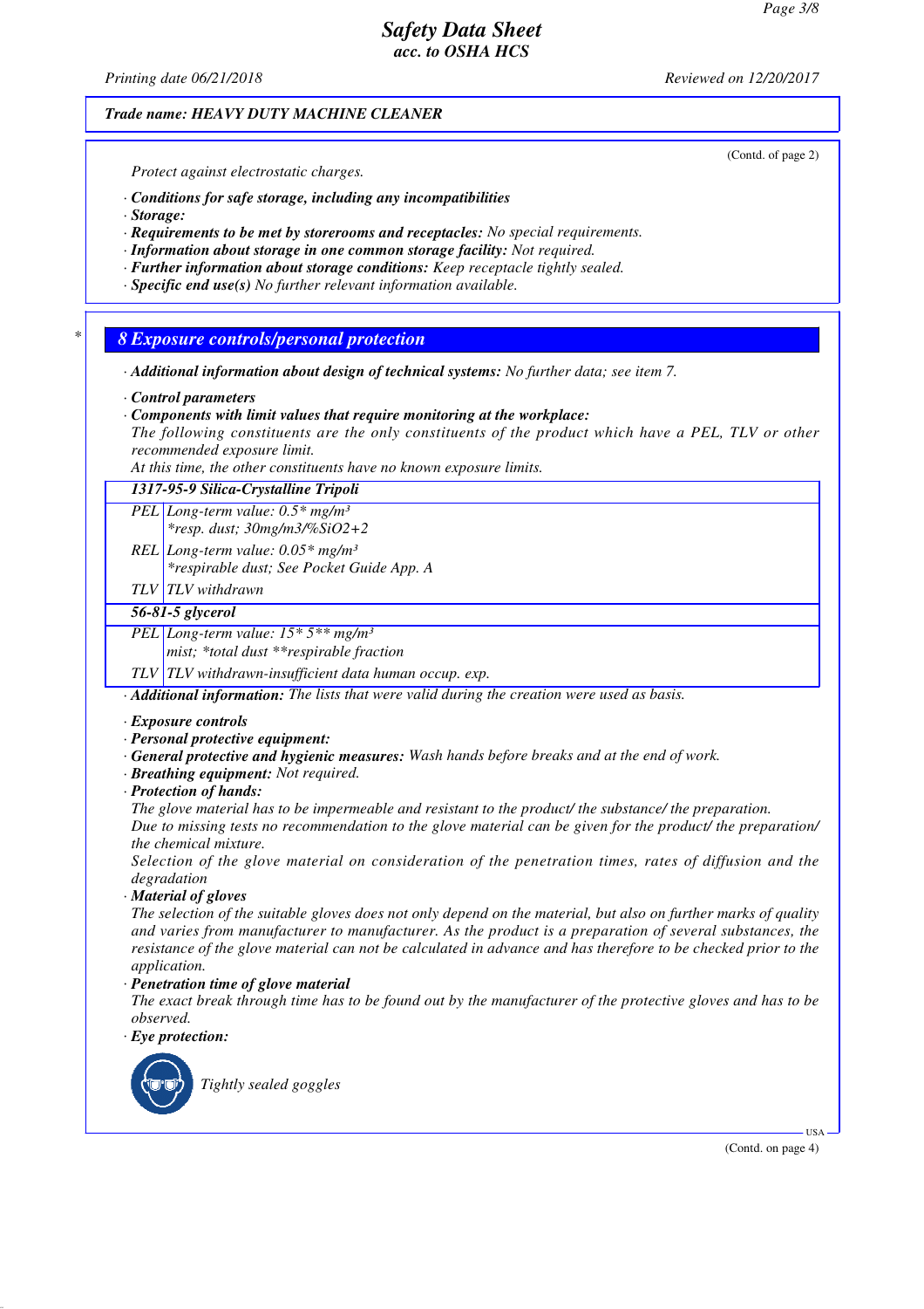Trade name: HEAVY DUTY MACHINE CLEANER

(Contd. of page 2)

*Protect against electrostatic charges.*

· **Conditions for safe storage, including any incompatibilities**
· **Storage:**
· **Requirements to be met by storerooms and receptacles:** No special requirements.
· **Information about storage in one common storage facility:** Not required.
· **Further information about storage conditions:** Keep receptacle tightly sealed.
· **Specific end use(s)** No further relevant information available.

## 8 Exposure controls/personal protection

· **Additional information about design of technical systems:** No further data; see item 7.

· **Control parameters**
· **Components with limit values that require monitoring at the workplace:**
The following constituents are the only constituents of the product which have a PEL, TLV or other recommended exposure limit.
At this time, the other constituents have no known exposure limits.

| 1317-95-9 Silica-Crystalline Tripoli | |
|---|---|
| PEL | Long-term value: 0.5* mg/m³<br>*resp. dust; 30mg/m3/%SiO2+2 |
| REL | Long-term value: 0.05* mg/m³<br>*respirable dust; See Pocket Guide App. A |
| TLV | TLV withdrawn |
| **56-81-5 glycerol** | |
| PEL | Long-term value: 15* 5** mg/m³<br>mist; *total dust **respirable fraction |
| TLV | TLV withdrawn-insufficient data human occup. exp. |

· **Additional information:** The lists that were valid during the creation were used as basis.

· **Exposure controls**
· **Personal protective equipment:**
· **General protective and hygienic measures:** Wash hands before breaks and at the end of work.
· **Breathing equipment:** Not required.
· **Protection of hands:**
The glove material has to be impermeable and resistant to the product/ the substance/ the preparation.
Due to missing tests no recommendation to the glove material can be given for the product/ the preparation/ the chemical mixture.
Selection of the glove material on consideration of the penetration times, rates of diffusion and the degradation
· **Material of gloves**
The selection of the suitable gloves does not only depend on the material, but also on further marks of quality and varies from manufacturer to manufacturer. As the product is a preparation of several substances, the resistance of the glove material can not be calculated in advance and has therefore to be checked prior to the application.
· **Penetration time of glove material**
The exact break through time has to be found out by the manufacturer of the protective gloves and has to be observed.
· **Eye protection:**

Tightly sealed goggles

(Contd. on page 4)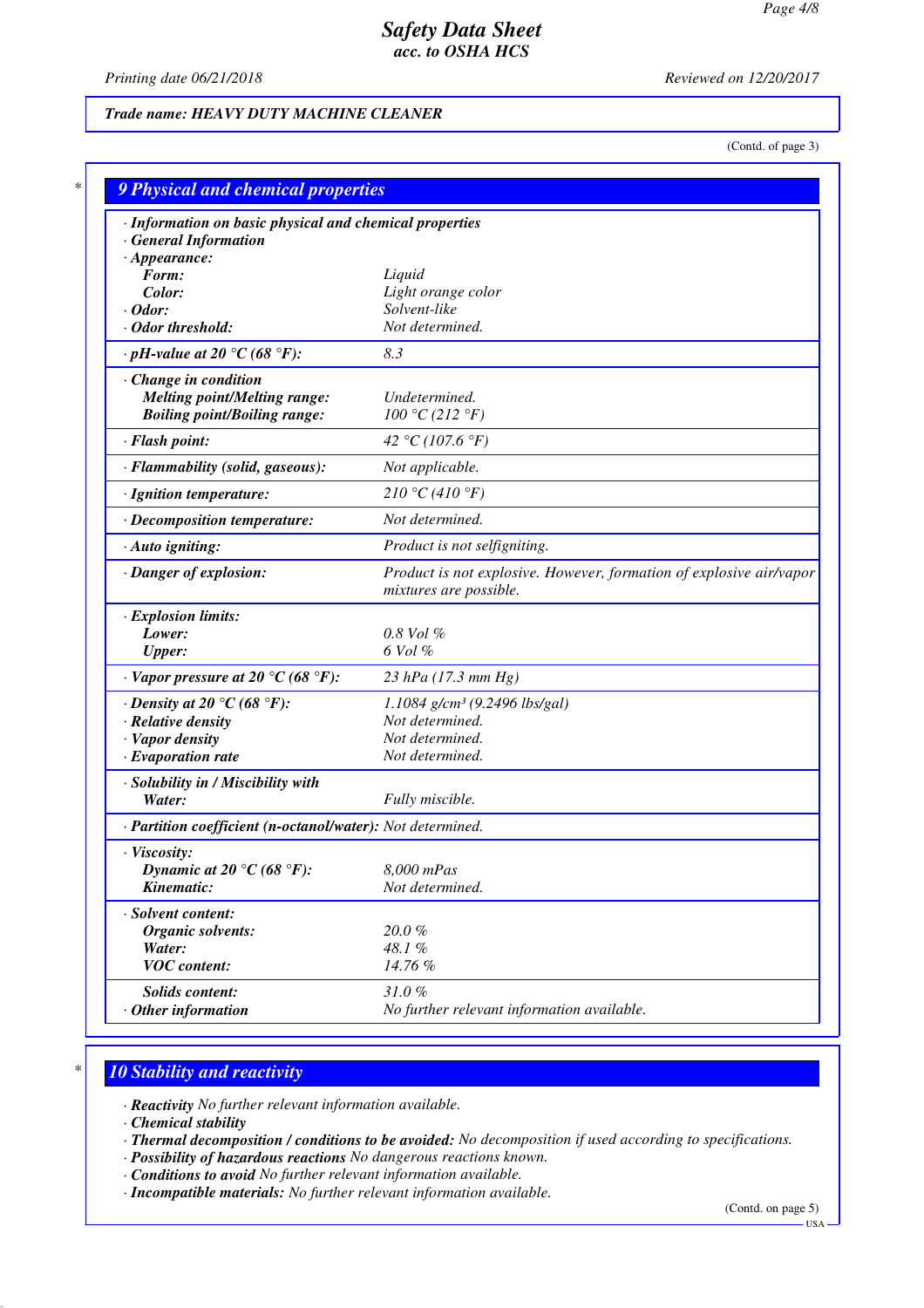Trade name: HEAVY DUTY MACHINE CLEANER

(Contd. of page 3)

## 9 Physical and chemical properties

| | |
|---|---|
| **· Information on basic physical and chemical properties** | |
| **· General Information** | |
| **· Appearance:** | |
| **Form:** | Liquid |
| **Color:** | Light orange color |
| **· Odor:** | Solvent-like |
| **· Odor threshold:** | Not determined. |
| **· pH-value at 20 °C (68 °F):** | 8.3 |
| **· Change in condition** | |
| **Melting point/Melting range:** | Undetermined. |
| **Boiling point/Boiling range:** | 100 °C (212 °F) |
| **· Flash point:** | 42 °C (107.6 °F) |
| **· Flammability (solid, gaseous):** | Not applicable. |
| **· Ignition temperature:** | 210 °C (410 °F) |
| **· Decomposition temperature:** | Not determined. |
| **· Auto igniting:** | Product is not selfigniting. |
| **· Danger of explosion:** | Product is not explosive. However, formation of explosive air/vapor mixtures are possible. |
| **· Explosion limits:** | |
| **Lower:** | 0.8 Vol % |
| **Upper:** | 6 Vol % |
| **· Vapor pressure at 20 °C (68 °F):** | 23 hPa (17.3 mm Hg) |
| **· Density at 20 °C (68 °F):** | 1.1084 g/cm³ (9.2496 lbs/gal) |
| **· Relative density** | Not determined. |
| **· Vapor density** | Not determined. |
| **· Evaporation rate** | Not determined. |
| **· Solubility in / Miscibility with** | |
| **Water:** | Fully miscible. |
| **· Partition coefficient (n-octanol/water):** | Not determined. |
| **· Viscosity:** | |
| **Dynamic at 20 °C (68 °F):** | 8,000 mPas |
| **Kinematic:** | Not determined. |
| **· Solvent content:** | |
| **Organic solvents:** | 20.0 % |
| **Water:** | 48.1 % |
| **VOC content:** | 14.76 % |
| **Solids content:** | 31.0 % |
| **· Other information** | No further relevant information available. |

## 10 Stability and reactivity

- **Reactivity** No further relevant information available.
- **Chemical stability**
- **Thermal decomposition / conditions to be avoided:** No decomposition if used according to specifications.
- **Possibility of hazardous reactions** No dangerous reactions known.
- **Conditions to avoid** No further relevant information available.
- **Incompatible materials:** No further relevant information available.

(Contd. on page 5)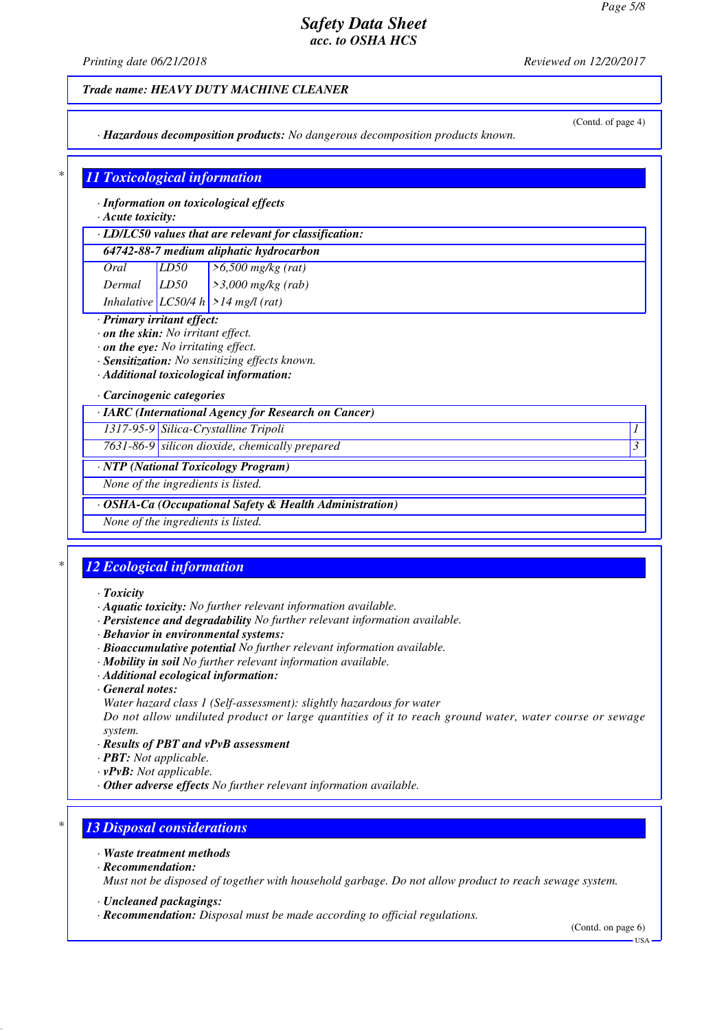(Contd. of page 4)

· **Hazardous decomposition products:** No dangerous decomposition products known.

## 11 Toxicological information

· **Information on toxicological effects**
· **Acute toxicity:**

| · **LD/LC50 values that are relevant for classification:** | | |
|---|---|---|
| **64742-88-7 medium aliphatic hydrocarbon** | | |
| Oral | LD50 | >6,500 mg/kg (rat) |
| Dermal | LD50 | >3,000 mg/kg (rab) |
| Inhalative | LC50/4 h | >14 mg/l (rat) |

· **Primary irritant effect:**
· **on the skin:** No irritant effect.
· **on the eye:** No irritating effect.
· **Sensitization:** No sensitizing effects known.
· **Additional toxicological information:**

· **Carcinogenic categories**

| · **IARC (International Agency for Research on Cancer)** | | |
|---|---|---|
| 1317-95-9 | Silica-Crystalline Tripoli | 1 |
| 7631-86-9 | silicon dioxide, chemically prepared | 3 |

| · **NTP (National Toxicology Program)** |
|---|
| None of the ingredients is listed. |

| · **OSHA-Ca (Occupational Safety & Health Administration)** |
|---|
| None of the ingredients is listed. |

## 12 Ecological information

· **Toxicity**
· **Aquatic toxicity:** No further relevant information available.
· **Persistence and degradability** No further relevant information available.
· **Behavior in environmental systems:**
· **Bioaccumulative potential** No further relevant information available.
· **Mobility in soil** No further relevant information available.
· **Additional ecological information:**
· **General notes:**
Water hazard class 1 (Self-assessment): slightly hazardous for water
Do not allow undiluted product or large quantities of it to reach ground water, water course or sewage system.
· **Results of PBT and vPvB assessment**
· **PBT:** Not applicable.
· **vPvB:** Not applicable.
· **Other adverse effects** No further relevant information available.

## 13 Disposal considerations

· **Waste treatment methods**
· **Recommendation:**
Must not be disposed of together with household garbage. Do not allow product to reach sewage system.

· **Uncleaned packagings:**
· **Recommendation:** Disposal must be made according to official regulations.

(Contd. on page 6)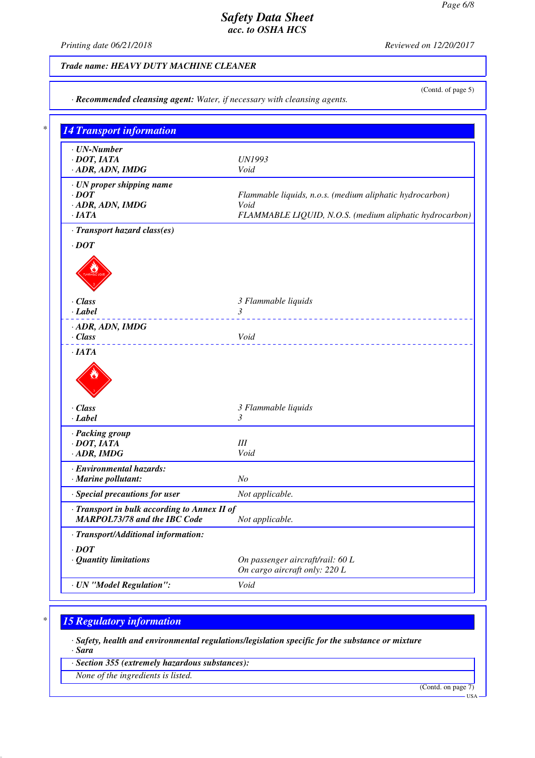Trade name: HEAVY DUTY MACHINE CLEANER

(Contd. of page 5)

· **Recommended cleansing agent:** Water, if necessary with cleansing agents.

## 14 Transport information

| | |
|---|---|
| **· UN-Number** | |
| **· DOT, IATA** | UN1993 |
| **· ADR, ADN, IMDG** | Void |
| **· UN proper shipping name** | |
| **· DOT** | Flammable liquids, n.o.s. (medium aliphatic hydrocarbon) |
| **· ADR, ADN, IMDG** | Void |
| **· IATA** | FLAMMABLE LIQUID, N.O.S. (medium aliphatic hydrocarbon) |
| **· Transport hazard class(es)** | |
| **· DOT** | |
| **· Class** | 3 Flammable liquids |
| **· Label** | 3 |
| **· ADR, ADN, IMDG** | |
| **· Class** | Void |
| **· IATA** | |
| **· Class** | 3 Flammable liquids |
| **· Label** | 3 |
| **· Packing group** | |
| **· DOT, IATA** | III |
| **· ADR, IMDG** | Void |
| **· Environmental hazards:** | |
| **· Marine pollutant:** | No |
| **· Special precautions for user** | Not applicable. |
| **· Transport in bulk according to Annex II of MARPOL73/78 and the IBC Code** | Not applicable. |
| **· Transport/Additional information:** | |
| **· DOT** | |
| **· Quantity limitations** | On passenger aircraft/rail: 60 L<br>On cargo aircraft only: 220 L |
| **· UN "Model Regulation":** | Void |

## 15 Regulatory information

· **Safety, health and environmental regulations/legislation specific for the substance or mixture**

· **Sara**

· **Section 355 (extremely hazardous substances):**

None of the ingredients is listed.

(Contd. on page 7)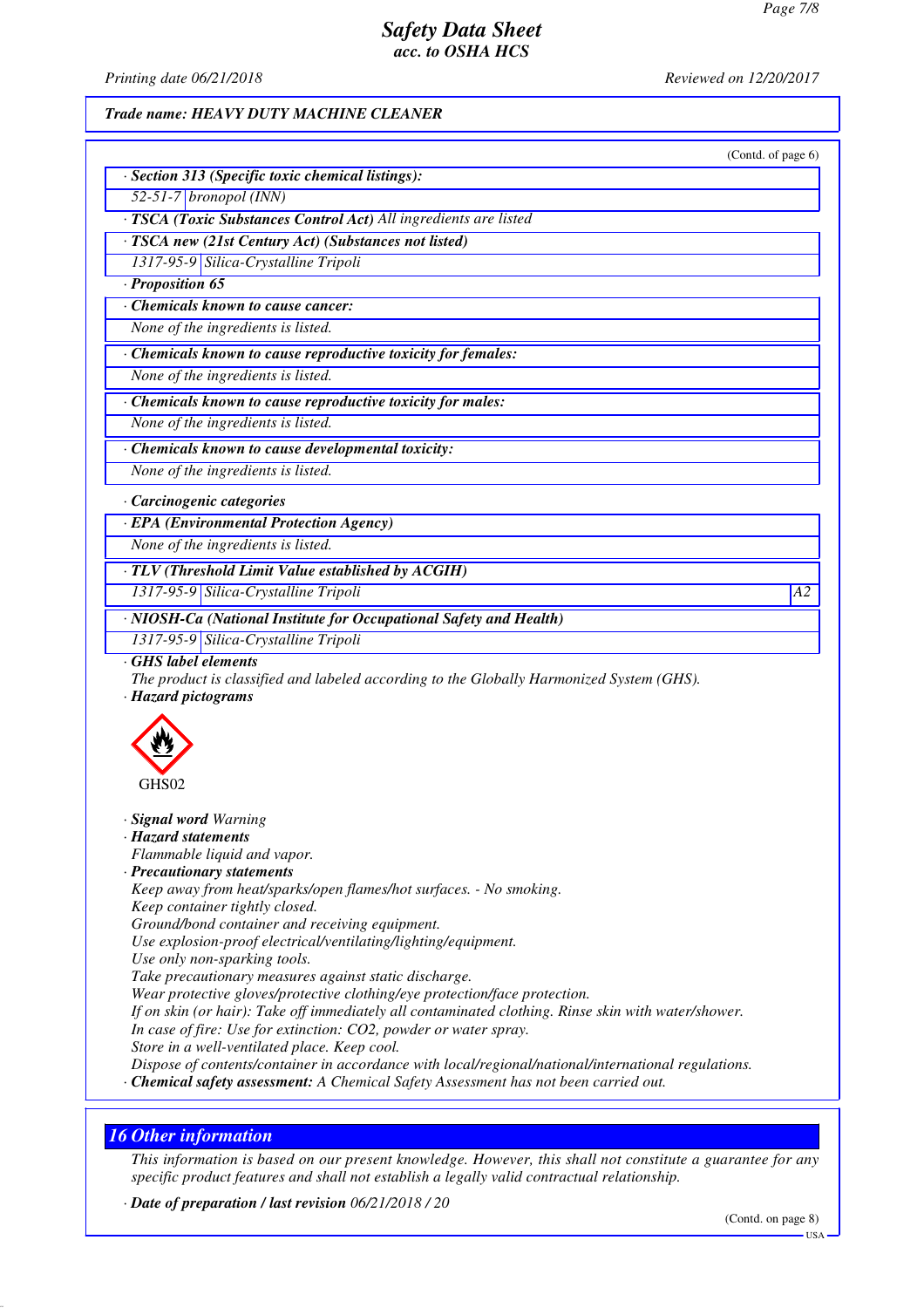(Contd. of page 6)

**· Section 313 (Specific toxic chemical listings):**

| | |
|---|---|
| 52-51-7 | bronopol (INN) |

**· TSCA (Toxic Substances Control Act)** All ingredients are listed

**· TSCA new (21st Century Act) (Substances not listed)**

| | |
|---|---|
| 1317-95-9 | Silica-Crystalline Tripoli |

**· Proposition 65**

**· Chemicals known to cause cancer:**

None of the ingredients is listed.

**· Chemicals known to cause reproductive toxicity for females:**

None of the ingredients is listed.

**· Chemicals known to cause reproductive toxicity for males:**

None of the ingredients is listed.

**· Chemicals known to cause developmental toxicity:**

None of the ingredients is listed.

**· Carcinogenic categories**

**· EPA (Environmental Protection Agency)**

None of the ingredients is listed.

**· TLV (Threshold Limit Value established by ACGIH)**

| | | |
|---|---|---|
| 1317-95-9 | Silica-Crystalline Tripoli | A2 |

**· NIOSH-Ca (National Institute for Occupational Safety and Health)**

| | |
|---|---|
| 1317-95-9 | Silica-Crystalline Tripoli |

**· GHS label elements**

The product is classified and labeled according to the Globally Harmonized System (GHS).

**· Hazard pictograms**

GHS02

**· Signal word** Warning

**· Hazard statements**

Flammable liquid and vapor.

**· Precautionary statements**

Keep away from heat/sparks/open flames/hot surfaces. - No smoking.
Keep container tightly closed.
Ground/bond container and receiving equipment.
Use explosion-proof electrical/ventilating/lighting/equipment.
Use only non-sparking tools.
Take precautionary measures against static discharge.
Wear protective gloves/protective clothing/eye protection/face protection.
If on skin (or hair): Take off immediately all contaminated clothing. Rinse skin with water/shower.
In case of fire: Use for extinction: $CO_2$, powder or water spray.
Store in a well-ventilated place. Keep cool.
Dispose of contents/container in accordance with local/regional/national/international regulations.

**· Chemical safety assessment:** A Chemical Safety Assessment has not been carried out.

## 16 Other information

This information is based on our present knowledge. However, this shall not constitute a guarantee for any specific product features and shall not establish a legally valid contractual relationship.

**· Date of preparation / last revision** 06/21/2018 / 20

(Contd. on page 8)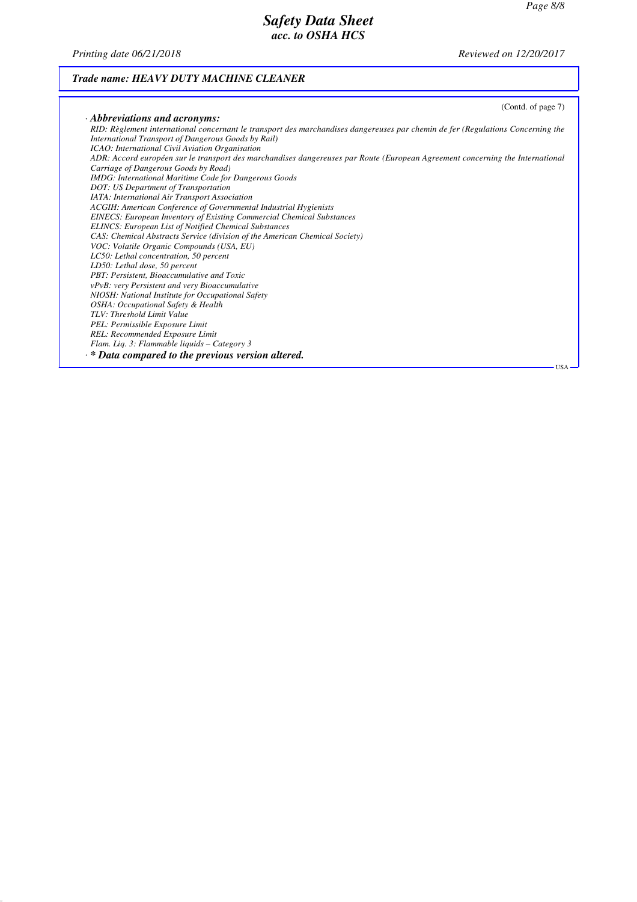*Trade name: HEAVY DUTY MACHINE CLEANER*

(Contd. of page 7)

· ***Abbreviations and acronyms:***

*RID: Règlement international concernant le transport des marchandises dangereuses par chemin de fer (Regulations Concerning the International Transport of Dangerous Goods by Rail)*
*ICAO: International Civil Aviation Organisation*
*ADR: Accord européen sur le transport des marchandises dangereuses par Route (European Agreement concerning the International Carriage of Dangerous Goods by Road)*
*IMDG: International Maritime Code for Dangerous Goods*
*DOT: US Department of Transportation*
*IATA: International Air Transport Association*
*ACGIH: American Conference of Governmental Industrial Hygienists*
*EINECS: European Inventory of Existing Commercial Chemical Substances*
*ELINCS: European List of Notified Chemical Substances*
*CAS: Chemical Abstracts Service (division of the American Chemical Society)*
*VOC: Volatile Organic Compounds (USA, EU)*
*LC50: Lethal concentration, 50 percent*
*LD50: Lethal dose, 50 percent*
*PBT: Persistent, Bioaccumulative and Toxic*
*vPvB: very Persistent and very Bioaccumulative*
*NIOSH: National Institute for Occupational Safety*
*OSHA: Occupational Safety & Health*
*TLV: Threshold Limit Value*
*PEL: Permissible Exposure Limit*
*REL: Recommended Exposure Limit*
*Flam. Liq. 3: Flammable liquids – Category 3*

· ***\* Data compared to the previous version altered.***

USA